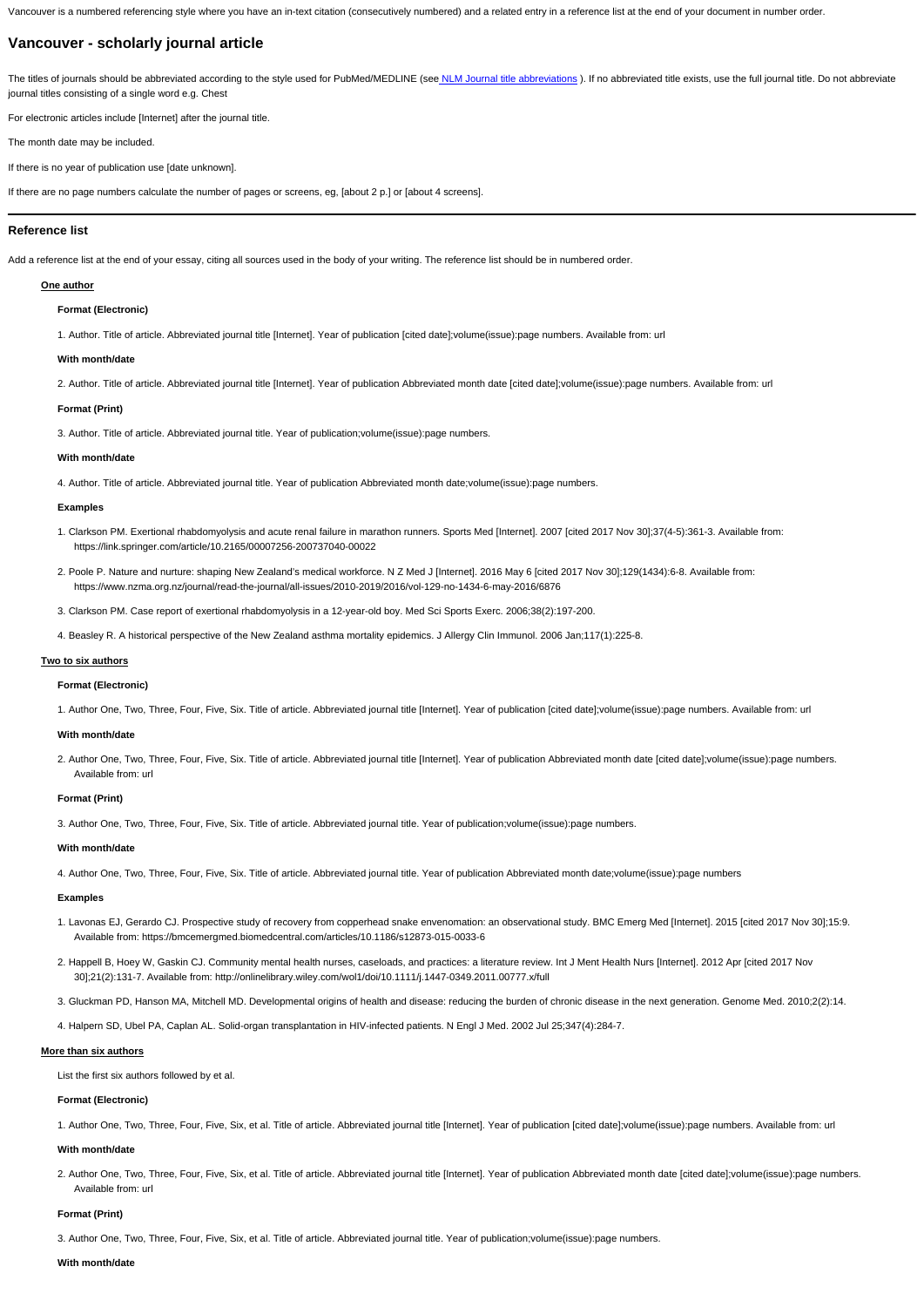Vancouver is a numbered referencing style where you have an in-text citation (consecutively numbered) and a related entry in a reference list at the end of your document in number order.

## Vancouver - scholarly journal article

The titles of journals should be abbreviated according to the style used for PubMed/MEDLINE (see NLM Journal title abbreviations ). If no abbreviated title exists, use the full journal title. Do not abbreviate journal titles consisting of a single word e.g. Chest

For electronic articles include [Internet] after the journal title.

The month date may be included.

If there is no year of publication use [date unknown].

If there are no page numbers calculate the number of pages or screens, eg, [about 2 p.] or [about 4 screens].

---

### Reference list

Add a reference list at the end of your essay, citing all sources used in the body of your writing. The reference list should be in numbered order.

#### One author

**Format (Electronic)**

1. Author. Title of article. Abbreviated journal title [Internet]. Year of publication [cited date];volume(issue):page numbers. Available from: url

**With month/date**

2. Author. Title of article. Abbreviated journal title [Internet]. Year of publication Abbreviated month date [cited date];volume(issue):page numbers. Available from: url

**Format (Print)**

3. Author. Title of article. Abbreviated journal title. Year of publication;volume(issue):page numbers.

**With month/date**

4. Author. Title of article. Abbreviated journal title. Year of publication Abbreviated month date;volume(issue):page numbers.

**Examples**

1. Clarkson PM. Exertional rhabdomyolysis and acute renal failure in marathon runners. Sports Med [Internet]. 2007 [cited 2017 Nov 30];37(4-5):361-3. Available from: https://link.springer.com/article/10.2165/00007256-200737040-00022
2. Poole P. Nature and nurture: shaping New Zealand's medical workforce. N Z Med J [Internet]. 2016 May 6 [cited 2017 Nov 30];129(1434):6-8. Available from: https://www.nzma.org.nz/journal/read-the-journal/all-issues/2010-2019/2016/vol-129-no-1434-6-may-2016/6876
3. Clarkson PM. Case report of exertional rhabdomyolysis in a 12-year-old boy. Med Sci Sports Exerc. 2006;38(2):197-200.
4. Beasley R. A historical perspective of the New Zealand asthma mortality epidemics. J Allergy Clin Immunol. 2006 Jan;117(1):225-8.

#### Two to six authors

**Format (Electronic)**

1. Author One, Two, Three, Four, Five, Six. Title of article. Abbreviated journal title [Internet]. Year of publication [cited date];volume(issue):page numbers. Available from: url

**With month/date**

2. Author One, Two, Three, Four, Five, Six. Title of article. Abbreviated journal title [Internet]. Year of publication Abbreviated month date [cited date];volume(issue):page numbers. Available from: url

**Format (Print)**

3. Author One, Two, Three, Four, Five, Six. Title of article. Abbreviated journal title. Year of publication;volume(issue):page numbers.

**With month/date**

4. Author One, Two, Three, Four, Five, Six. Title of article. Abbreviated journal title. Year of publication Abbreviated month date;volume(issue):page numbers

**Examples**

1. Lavonas EJ, Gerardo CJ. Prospective study of recovery from copperhead snake envenomation: an observational study. BMC Emerg Med [Internet]. 2015 [cited 2017 Nov 30];15:9. Available from: https://bmcemergmed.biomedcentral.com/articles/10.1186/s12873-015-0033-6
2. Happell B, Hoey W, Gaskin CJ. Community mental health nurses, caseloads, and practices: a literature review. Int J Ment Health Nurs [Internet]. 2012 Apr [cited 2017 Nov 30];21(2):131-7. Available from: http://onlinelibrary.wiley.com/wol1/doi/10.1111/j.1447-0349.2011.00777.x/full
3. Gluckman PD, Hanson MA, Mitchell MD. Developmental origins of health and disease: reducing the burden of chronic disease in the next generation. Genome Med. 2010;2(2):14.
4. Halpern SD, Ubel PA, Caplan AL. Solid-organ transplantation in HIV-infected patients. N Engl J Med. 2002 Jul 25;347(4):284-7.

#### More than six authors

List the first six authors followed by et al.

**Format (Electronic)**

1. Author One, Two, Three, Four, Five, Six, et al. Title of article. Abbreviated journal title [Internet]. Year of publication [cited date];volume(issue):page numbers. Available from: url

**With month/date**

2. Author One, Two, Three, Four, Five, Six, et al. Title of article. Abbreviated journal title [Internet]. Year of publication Abbreviated month date [cited date];volume(issue):page numbers. Available from: url

**Format (Print)**

3. Author One, Two, Three, Four, Five, Six, et al. Title of article. Abbreviated journal title. Year of publication;volume(issue):page numbers.

**With month/date**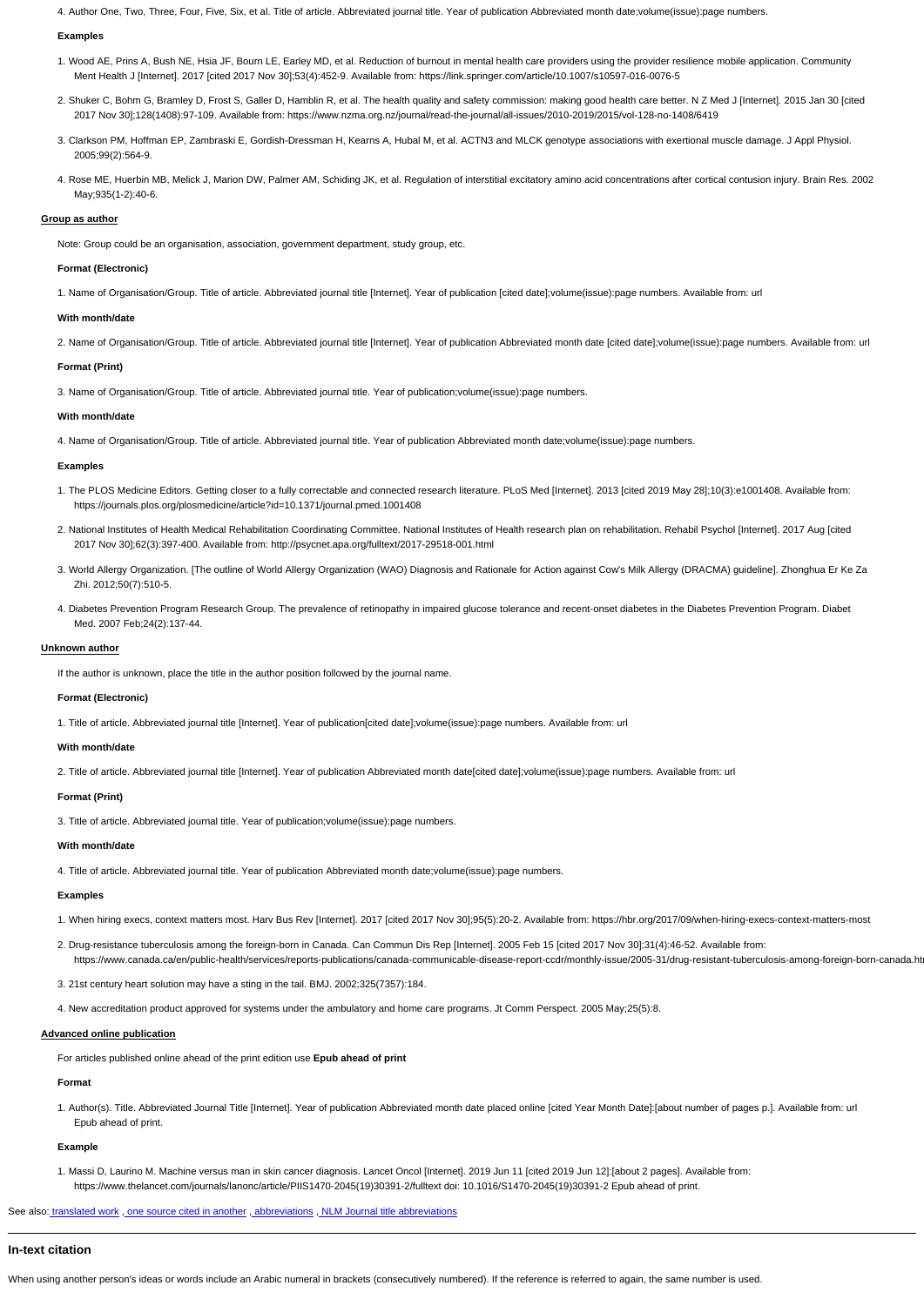4. Author One, Two, Three, Four, Five, Six, et al. Title of article. Abbreviated journal title. Year of publication Abbreviated month date;volume(issue):page numbers.

#### Examples

1. Wood AE, Prins A, Bush NE, Hsia JF, Bourn LE, Earley MD, et al. Reduction of burnout in mental health care providers using the provider resilience mobile application. Community Ment Health J [Internet]. 2017 [cited 2017 Nov 30];53(4):452-9. Available from: https://link.springer.com/article/10.1007/s10597-016-0076-5
2. Shuker C, Bohm G, Bramley D, Frost S, Galler D, Hamblin R, et al. The health quality and safety commission: making good health care better. N Z Med J [Internet]. 2015 Jan 30 [cited 2017 Nov 30];128(1408):97-109. Available from: https://www.nzma.org.nz/journal/read-the-journal/all-issues/2010-2019/2015/vol-128-no-1408/6419
3. Clarkson PM, Hoffman EP, Zambraski E, Gordish-Dressman H, Kearns A, Hubal M, et al. ACTN3 and MLCK genotype associations with exertional muscle damage. J Appl Physiol. 2005;99(2):564-9.
4. Rose ME, Huerbin MB, Melick J, Marion DW, Palmer AM, Schiding JK, et al. Regulation of interstitial excitatory amino acid concentrations after cortical contusion injury. Brain Res. 2002 May;935(1-2):40-6.

### Group as author

Note: Group could be an organisation, association, government department, study group, etc.

#### Format (Electronic)

1. Name of Organisation/Group. Title of article. Abbreviated journal title [Internet]. Year of publication [cited date];volume(issue):page numbers. Available from: url

#### With month/date

2. Name of Organisation/Group. Title of article. Abbreviated journal title [Internet]. Year of publication Abbreviated month date [cited date];volume(issue):page numbers. Available from: url

#### Format (Print)

3. Name of Organisation/Group. Title of article. Abbreviated journal title. Year of publication;volume(issue):page numbers.

#### With month/date

4. Name of Organisation/Group. Title of article. Abbreviated journal title. Year of publication Abbreviated month date;volume(issue):page numbers.

#### Examples

1. The PLOS Medicine Editors. Getting closer to a fully correctable and connected research literature. PLoS Med [Internet]. 2013 [cited 2019 May 28];10(3):e1001408. Available from: https://journals.plos.org/plosmedicine/article?id=10.1371/journal.pmed.1001408
2. National Institutes of Health Medical Rehabilitation Coordinating Committee. National Institutes of Health research plan on rehabilitation. Rehabil Psychol [Internet]. 2017 Aug [cited 2017 Nov 30];62(3):397-400. Available from: http://psycnet.apa.org/fulltext/2017-29518-001.html
3. World Allergy Organization. [The outline of World Allergy Organization (WAO) Diagnosis and Rationale for Action against Cow's Milk Allergy (DRACMA) guideline]. Zhonghua Er Ke Za Zhi. 2012;50(7):510-5.
4. Diabetes Prevention Program Research Group. The prevalence of retinopathy in impaired glucose tolerance and recent-onset diabetes in the Diabetes Prevention Program. Diabet Med. 2007 Feb;24(2):137-44.

### Unknown author

If the author is unknown, place the title in the author position followed by the journal name.

#### Format (Electronic)

1. Title of article. Abbreviated journal title [Internet]. Year of publication[cited date];volume(issue):page numbers. Available from: url

#### With month/date

2. Title of article. Abbreviated journal title [Internet]. Year of publication Abbreviated month date[cited date];volume(issue):page numbers. Available from: url

#### Format (Print)

3. Title of article. Abbreviated journal title. Year of publication;volume(issue):page numbers.

#### With month/date

4. Title of article. Abbreviated journal title. Year of publication Abbreviated month date;volume(issue):page numbers.

#### Examples

1. When hiring execs, context matters most. Harv Bus Rev [Internet]. 2017 [cited 2017 Nov 30];95(5):20-2. Available from: https://hbr.org/2017/09/when-hiring-execs-context-matters-most
2. Drug-resistance tuberculosis among the foreign-born in Canada. Can Commun Dis Rep [Internet]. 2005 Feb 15 [cited 2017 Nov 30];31(4):46-52. Available from: https://www.canada.ca/en/public-health/services/reports-publications/canada-communicable-disease-report-ccdr/monthly-issue/2005-31/drug-resistant-tuberculosis-among-foreign-born-canada.ht
3. 21st century heart solution may have a sting in the tail. BMJ. 2002;325(7357):184.
4. New accreditation product approved for systems under the ambulatory and home care programs. Jt Comm Perspect. 2005 May;25(5):8.

### Advanced online publication

For articles published online ahead of the print edition use **Epub ahead of print**

#### Format

1. Author(s). Title. Abbreviated Journal Title [Internet]. Year of publication Abbreviated month date placed online [cited Year Month Date]:[about number of pages p.]. Available from: url Epub ahead of print.

#### Example

1. Massi D, Laurino M. Machine versus man in skin cancer diagnosis. Lancet Oncol [Internet]. 2019 Jun 11 [cited 2019 Jun 12]:[about 2 pages]. Available from: https://www.thelancet.com/journals/lanonc/article/PIIS1470-2045(19)30391-2/fulltext doi: 10.1016/S1470-2045(19)30391-2 Epub ahead of print.

See also: translated work , one source cited in another , abbreviations , NLM Journal title abbreviations

---

## In-text citation

When using another person's ideas or words include an Arabic numeral in brackets (consecutively numbered). If the reference is referred to again, the same number is used.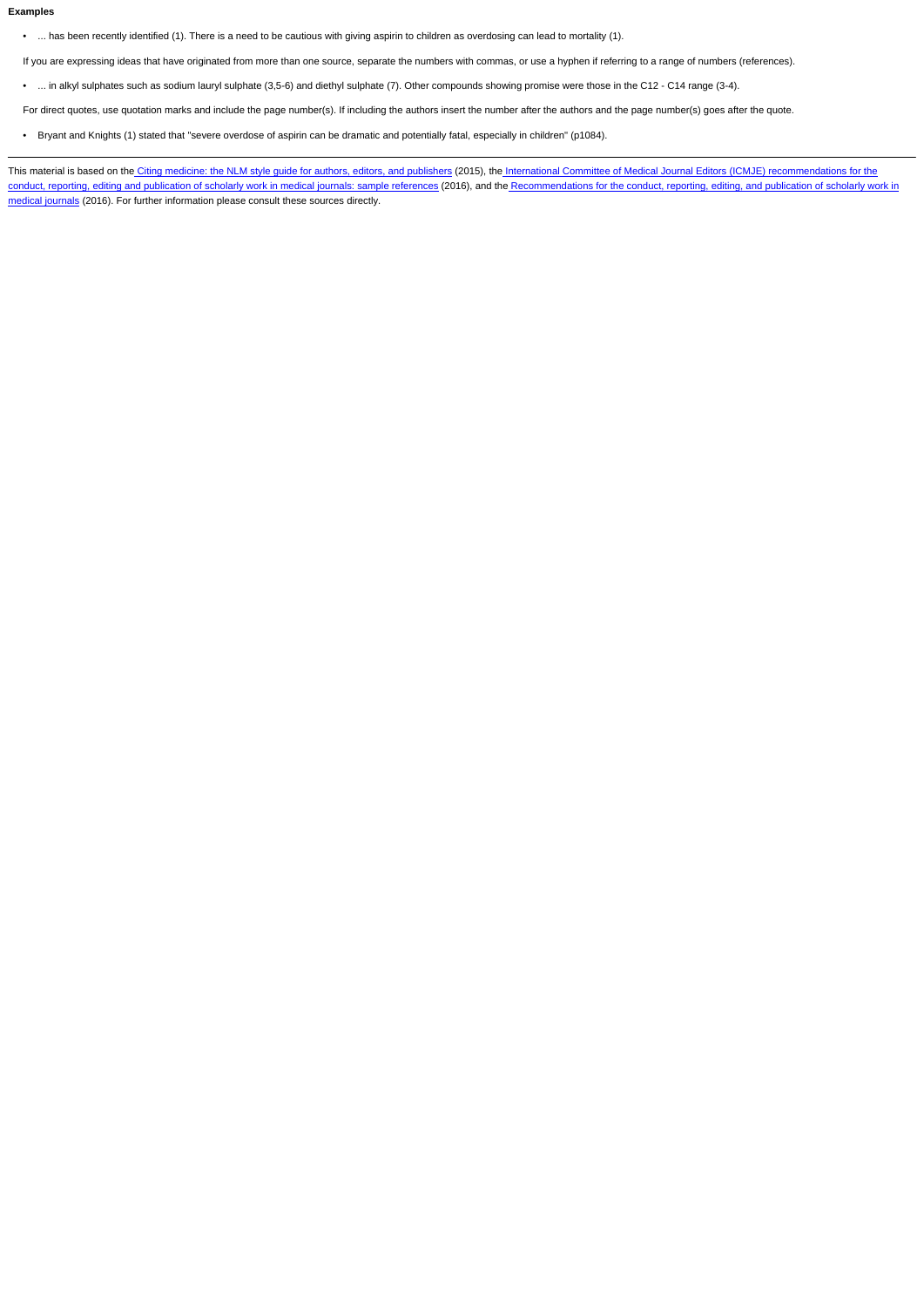**Examples**

- ... has been recently identified (1). There is a need to be cautious with giving aspirin to children as overdosing can lead to mortality (1).

If you are expressing ideas that have originated from more than one source, separate the numbers with commas, or use a hyphen if referring to a range of numbers (references).

- ... in alkyl sulphates such as sodium lauryl sulphate (3,5-6) and diethyl sulphate (7). Other compounds showing promise were those in the C12 - C14 range (3-4).

For direct quotes, use quotation marks and include the page number(s). If including the authors insert the number after the authors and the page number(s) goes after the quote.

- Bryant and Knights (1) stated that "severe overdose of aspirin can be dramatic and potentially fatal, especially in children" (p1084).

---

This material is based on the Citing medicine: the NLM style guide for authors, editors, and publishers (2015), the International Committee of Medical Journal Editors (ICMJE) recommendations for the conduct, reporting, editing and publication of scholarly work in medical journals: sample references (2016), and the Recommendations for the conduct, reporting, editing, and publication of scholarly work in medical journals (2016). For further information please consult these sources directly.